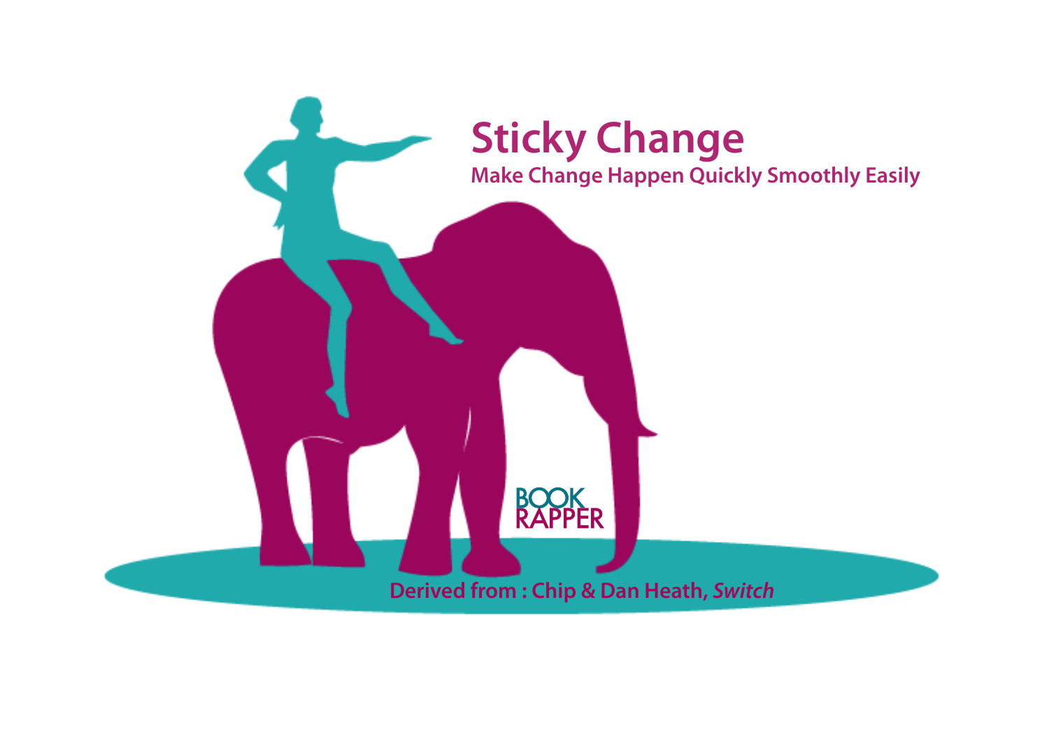# Sticky Change

## Make Change Happen Quickly Smoothly Easily

BOOK RAPPER

Derived from : Chip & Dan Heath, *Switch*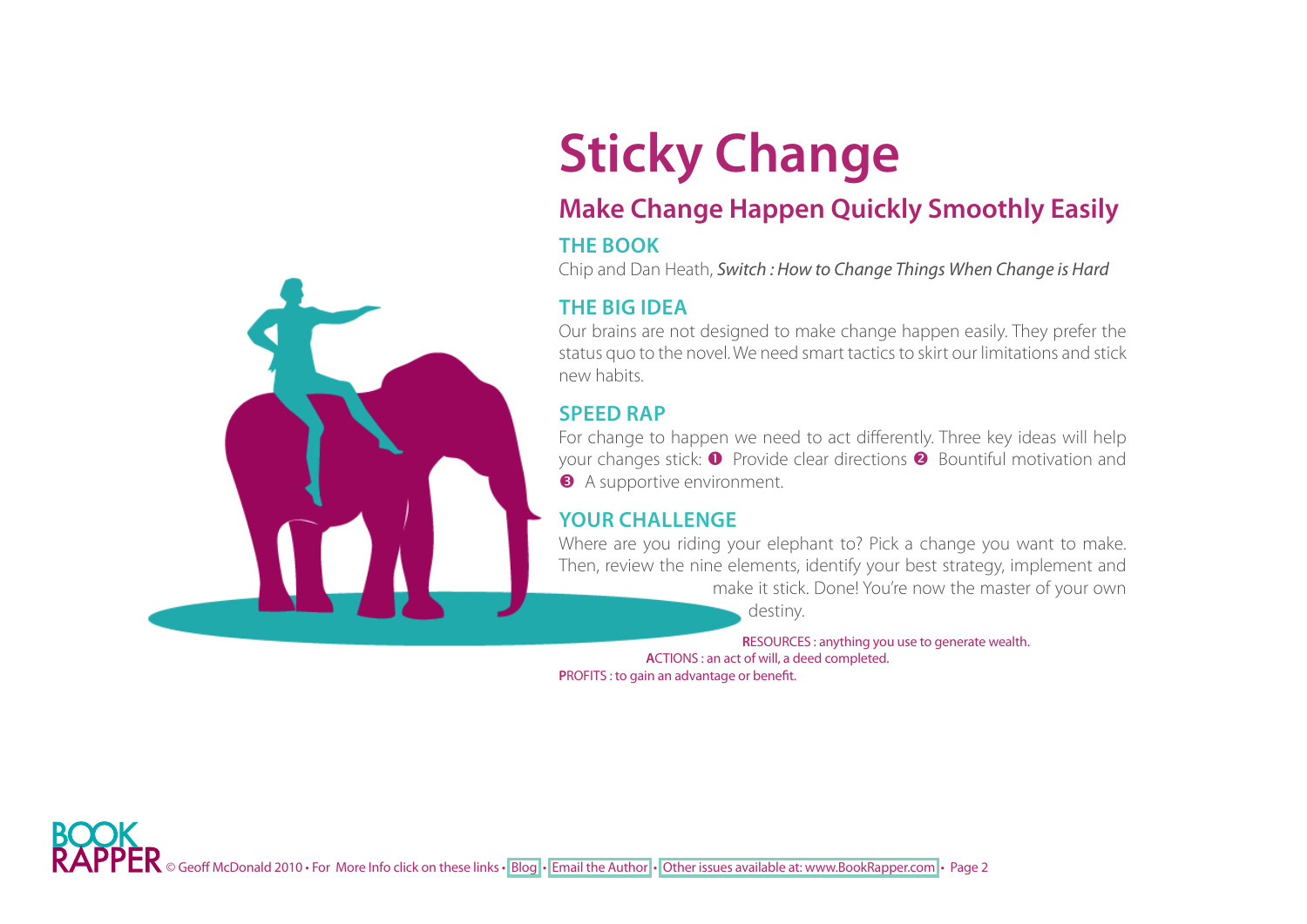# Sticky Change

## Make Change Happen Quickly Smoothly Easily

### THE BOOK

Chip and Dan Heath, *Switch : How to Change Things When Change is Hard*

### THE BIG IDEA

Our brains are not designed to make change happen easily. They prefer the status quo to the novel. We need smart tactics to skirt our limitations and stick new habits.

### SPEED RAP

For change to happen we need to act differently. Three key ideas will help your changes stick: ❶ Provide clear directions ❷ Bountiful motivation and ❸ A supportive environment.

### YOUR CHALLENGE

Where are you riding your elephant to? Pick a change you want to make. Then, review the nine elements, identify your best strategy, implement and make it stick. Done! You're now the master of your own destiny.

**R**ESOURCES : anything you use to generate wealth.

**A**CTIONS : an act of will, a deed completed.

**P**ROFITS : to gain an advantage or benefit.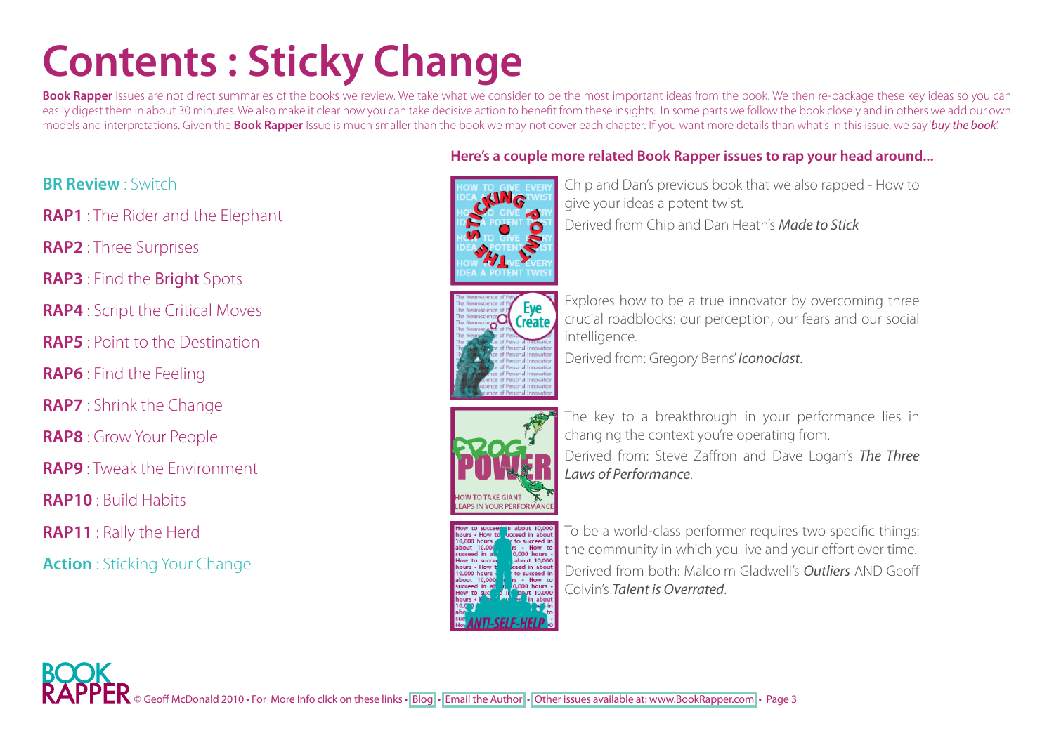# Contents : Sticky Change

**Book Rapper** Issues are not direct summaries of the books we review. We take what we consider to be the most important ideas from the book. We then re-package these key ideas so you can easily digest them in about 30 minutes. We also make it clear how you can take decisive action to benefit from these insights. In some parts we follow the book closely and in others we add our own models and interpretations. Given the **Book Rapper** Issue is much smaller than the book we may not cover each chapter. If you want more details than what's in this issue, we say '*buy the book*'.

- **BR Review** : Switch
- **RAP1** : The Rider and the Elephant
- **RAP2** : Three Surprises
- **RAP3** : Find the Bright Spots
- **RAP4** : Script the Critical Moves
- **RAP5** : Point to the Destination
- **RAP6** : Find the Feeling
- **RAP7** : Shrink the Change
- **RAP8** : Grow Your People
- **RAP9** : Tweak the Environment
- **RAP10** : Build Habits
- **RAP11** : Rally the Herd
- **Action** : Sticking Your Change

**Here's a couple more related Book Rapper issues to rap your head around...**

Chip and Dan's previous book that we also rapped - How to give your ideas a potent twist.
Derived from Chip and Dan Heath's *Made to Stick*

Explores how to be a true innovator by overcoming three crucial roadblocks: our perception, our fears and our social intelligence.
Derived from: Gregory Berns' ***Iconoclast***.

The key to a breakthrough in your performance lies in changing the context you're operating from.
Derived from: Steve Zaffron and Dave Logan's *The Three Laws of Performance*.

To be a world-class performer requires two specific things: the community in which you live and your effort over time.
Derived from both: Malcolm Gladwell's ***Outliers*** AND Geoff Colvin's *Talent is Overrated*.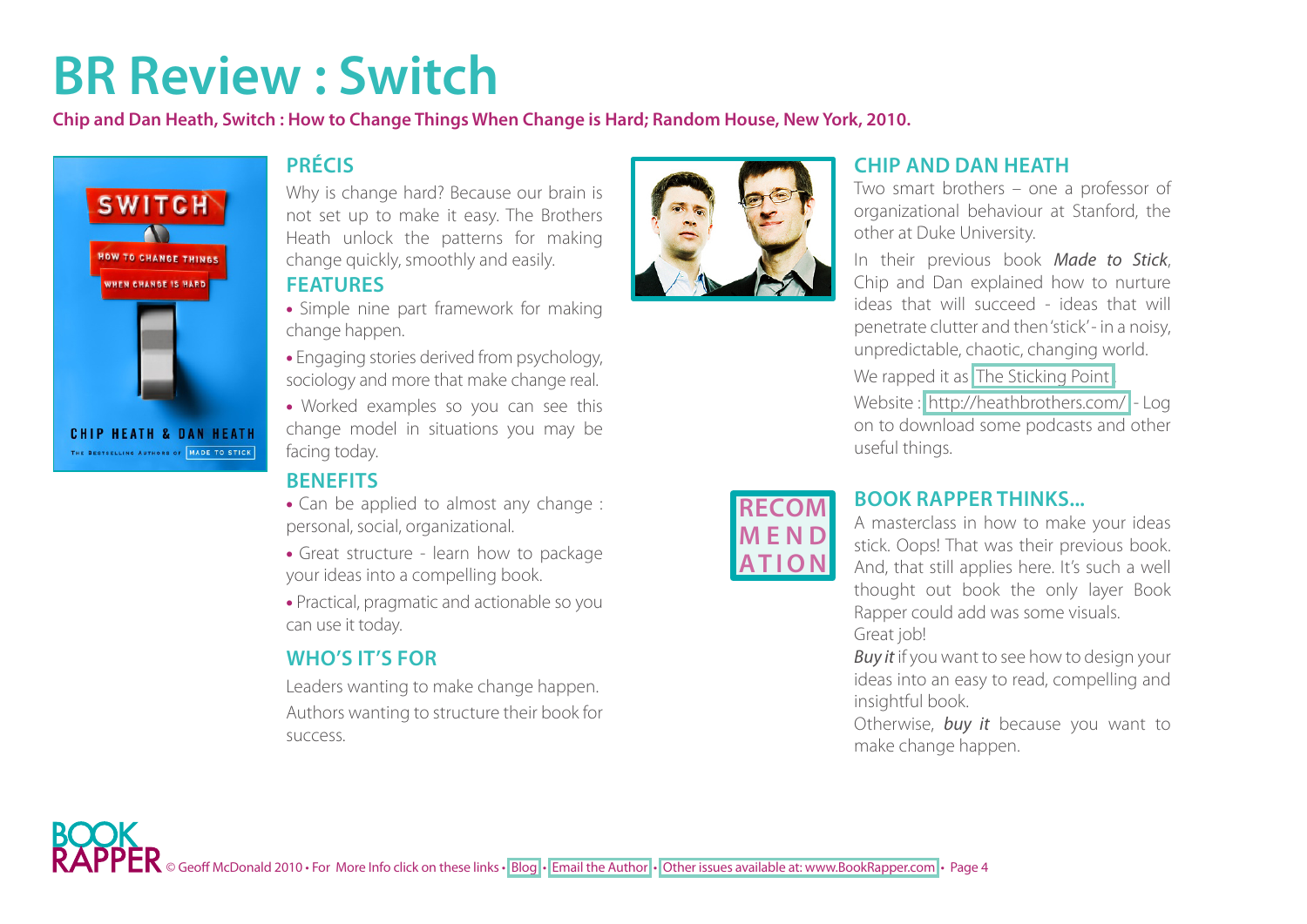# BR Review : Switch

**Chip and Dan Heath, Switch : How to Change Things When Change is Hard; Random House, New York, 2010.**

## PRÉCIS

Why is change hard? Because our brain is not set up to make it easy. The Brothers Heath unlock the patterns for making change quickly, smoothly and easily.

## FEATURES

- Simple nine part framework for making change happen.
- Engaging stories derived from psychology, sociology and more that make change real.
- Worked examples so you can see this change model in situations you may be facing today.

## BENEFITS

- Can be applied to almost any change : personal, social, organizational.
- Great structure - learn how to package your ideas into a compelling book.
- Practical, pragmatic and actionable so you can use it today.

## WHO'S IT'S FOR

Leaders wanting to make change happen.

Authors wanting to structure their book for success.

## CHIP AND DAN HEATH

Two smart brothers – one a professor of organizational behaviour at Stanford, the other at Duke University.

In their previous book *Made to Stick*, Chip and Dan explained how to nurture ideas that will succeed - ideas that will penetrate clutter and then 'stick' - in a noisy, unpredictable, chaotic, changing world.

We rapped it as The Sticking Point.

Website : http://heathbrothers.com/ - Log on to download some podcasts and other useful things.

RECOMMENDATION

## BOOK RAPPER THINKS...

A masterclass in how to make your ideas stick. Oops! That was their previous book. And, that still applies here. It's such a well thought out book the only layer Book Rapper could add was some visuals.

Great job!

*Buy it* if you want to see how to design your ideas into an easy to read, compelling and insightful book.

Otherwise, ***buy it*** because you want to make change happen.

BOOK RAPPER © Geoff McDonald 2010 • For More Info click on these links • Blog • Email the Author • Other issues available at: www.BookRapper.com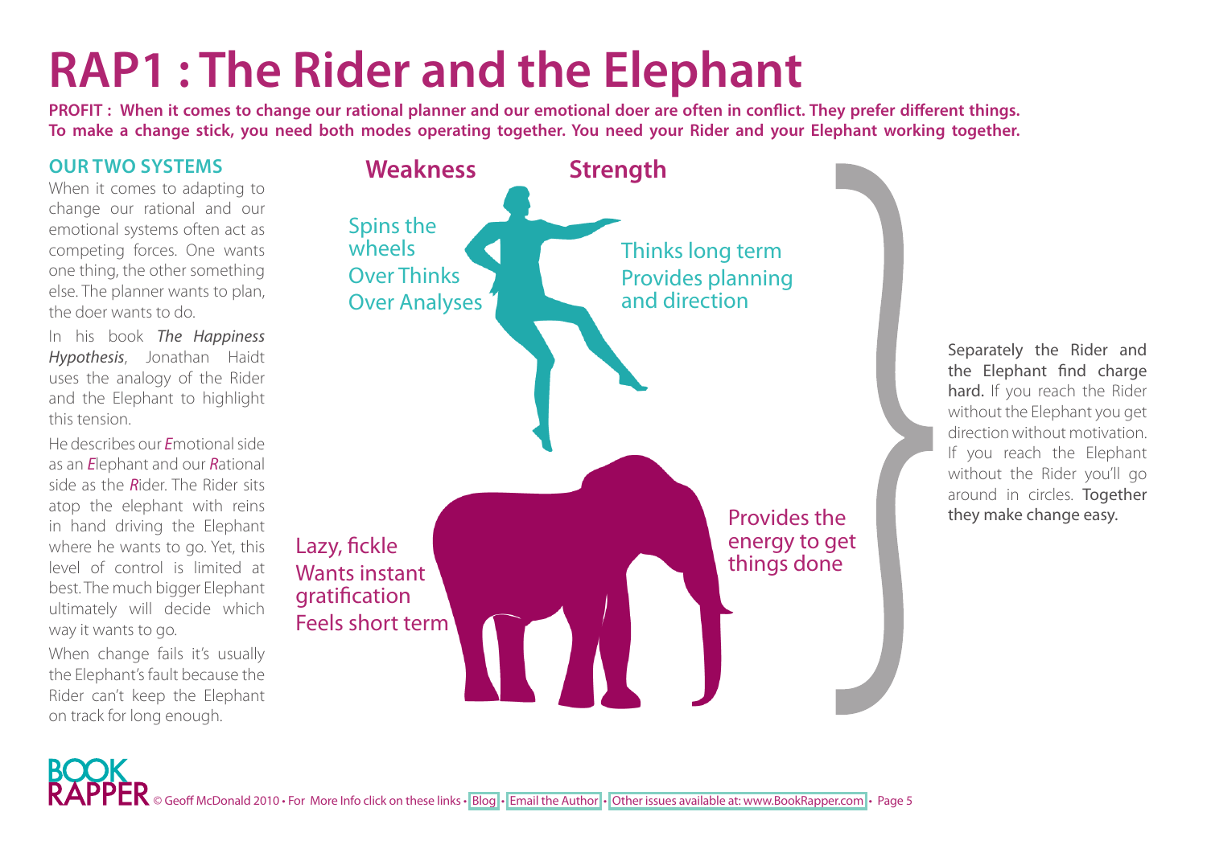# RAP1 : The Rider and the Elephant

**PROFIT : When it comes to change our rational planner and our emotional doer are often in conflict. They prefer different things. To make a change stick, you need both modes operating together. You need your Rider and your Elephant working together.**

## OUR TWO SYSTEMS

When it comes to adapting to change our rational and our emotional systems often act as competing forces. One wants one thing, the other something else. The planner wants to plan, the doer wants to do.

In his book *The Happiness Hypothesis*, Jonathan Haidt uses the analogy of the Rider and the Elephant to highlight this tension.

He describes our ***E***motional side as an ***E***lephant and our ***R***ational side as the ***R***ider. The Rider sits atop the elephant with reins in hand driving the Elephant where he wants to go. Yet, this level of control is limited at best. The much bigger Elephant ultimately will decide which way it wants to go.

When change fails it's usually the Elephant's fault because the Rider can't keep the Elephant on track for long enough.

**Weakness** | **Strength**

**Rider**

- Weakness: Spins the wheels; Over Thinks; Over Analyses
- Strength: Thinks long term; Provides planning and direction

**Elephant**

- Weakness: Lazy, fickle; Wants instant gratification; Feels short term
- Strength: Provides the energy to get things done

Separately the Rider and the Elephant find charge hard. If you reach the Rider without the Elephant you get direction without motivation. If you reach the Elephant without the Rider you'll go around in circles. Together they make change easy.

© Geoff McDonald 2010 • For More Info click on these links • Blog • Email the Author • Other issues available at: www.BookRapper.com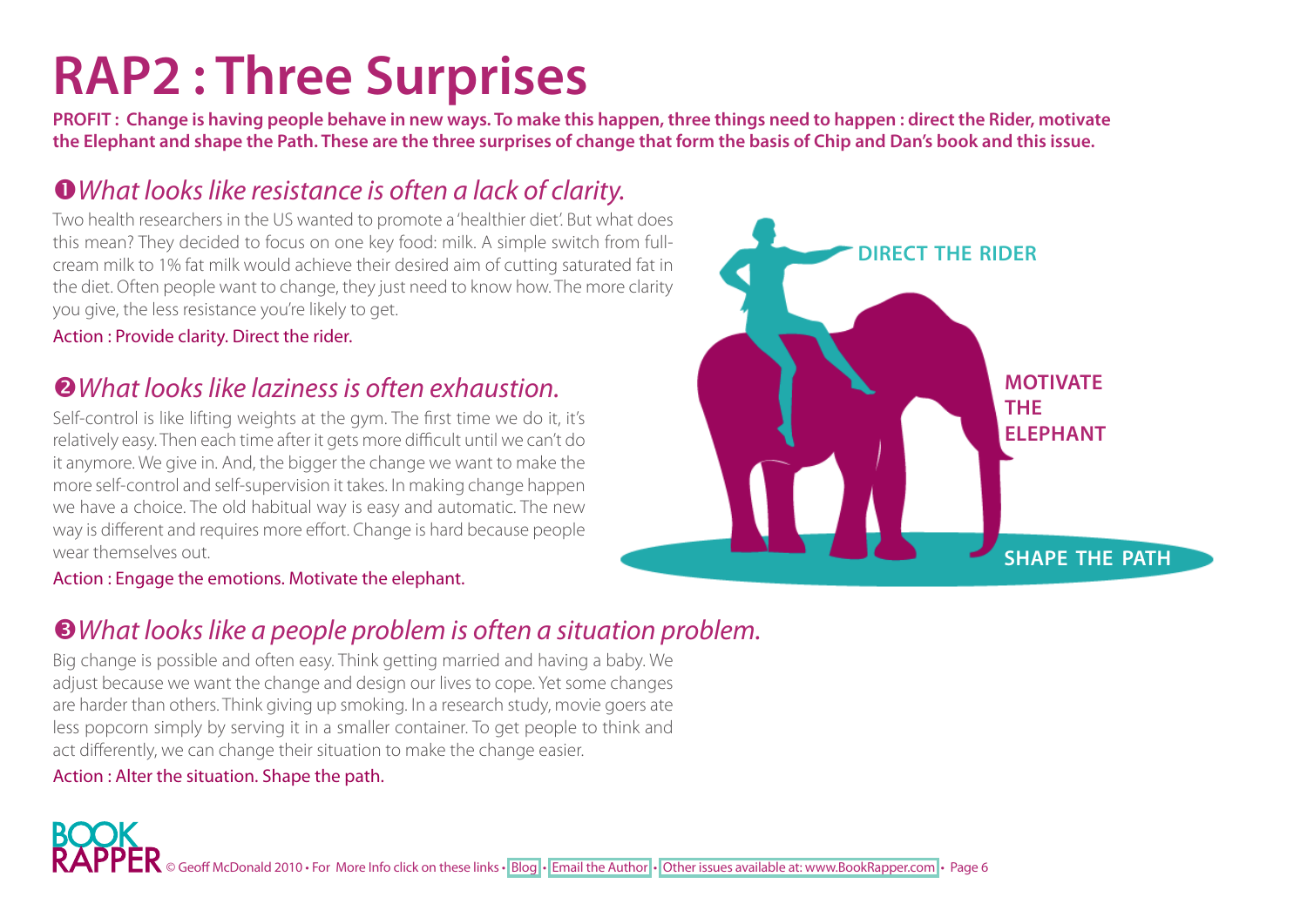# RAP2 : Three Surprises

**PROFIT : Change is having people behave in new ways. To make this happen, three things need to happen : direct the Rider, motivate the Elephant and shape the Path. These are the three surprises of change that form the basis of Chip and Dan's book and this issue.**

## ❶ *What looks like resistance is often a lack of clarity.*

Two health researchers in the US wanted to promote a 'healthier diet'. But what does this mean? They decided to focus on one key food: milk. A simple switch from full-cream milk to 1% fat milk would achieve their desired aim of cutting saturated fat in the diet. Often people want to change, they just need to know how. The more clarity you give, the less resistance you're likely to get.

Action : Provide clarity. Direct the rider.

## ❷ *What looks like laziness is often exhaustion.*

Self-control is like lifting weights at the gym. The first time we do it, it's relatively easy. Then each time after it gets more difficult until we can't do it anymore. We give in. And, the bigger the change we want to make the more self-control and self-supervision it takes. In making change happen we have a choice. The old habitual way is easy and automatic. The new way is different and requires more effort. Change is hard because people wear themselves out.

Action : Engage the emotions. Motivate the elephant.

DIRECT THE RIDER

MOTIVATE THE ELEPHANT

SHAPE THE PATH

## ❸ *What looks like a people problem is often a situation problem.*

Big change is possible and often easy. Think getting married and having a baby. We adjust because we want the change and design our lives to cope. Yet some changes are harder than others. Think giving up smoking. In a research study, movie goers ate less popcorn simply by serving it in a smaller container. To get people to think and act differently, we can change their situation to make the change easier.

Action : Alter the situation. Shape the path.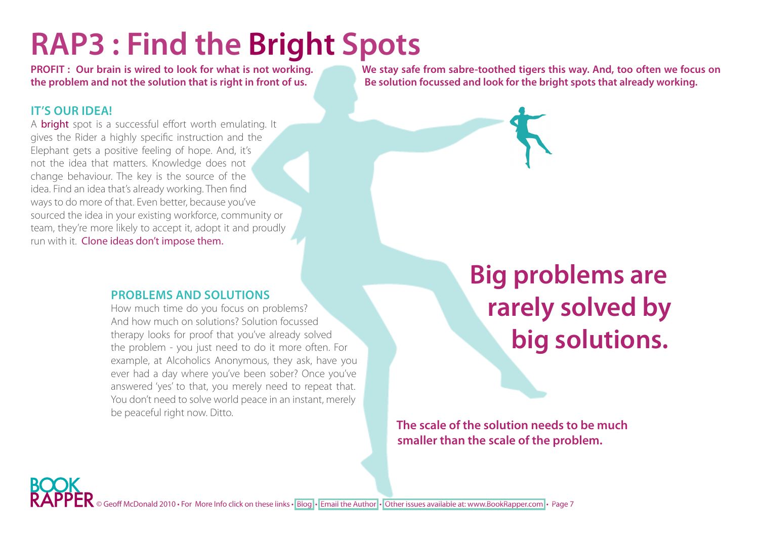# RAP3 : Find the Bright Spots

**PROFIT : Our brain is wired to look for what is not working. We stay safe from sabre-toothed tigers this way. And, too often we focus on the problem and not the solution that is right in front of us. Be solution focussed and look for the bright spots that already working.**

## IT'S OUR IDEA!

A bright spot is a successful effort worth emulating. It gives the Rider a highly specific instruction and the Elephant gets a positive feeling of hope. And, it's not the idea that matters. Knowledge does not change behaviour. The key is the source of the idea. Find an idea that's already working. Then find ways to do more of that. Even better, because you've sourced the idea in your existing workforce, community or team, they're more likely to accept it, adopt it and proudly run with it. Clone ideas don't impose them.

## PROBLEMS AND SOLUTIONS

How much time do you focus on problems? And how much on solutions? Solution focussed therapy looks for proof that you've already solved the problem - you just need to do it more often. For example, at Alcoholics Anonymous, they ask, have you ever had a day where you've been sober? Once you've answered 'yes' to that, you merely need to repeat that. You don't need to solve world peace in an instant, merely be peaceful right now. Ditto.

## Big problems are rarely solved by big solutions.

**The scale of the solution needs to be much smaller than the scale of the problem.**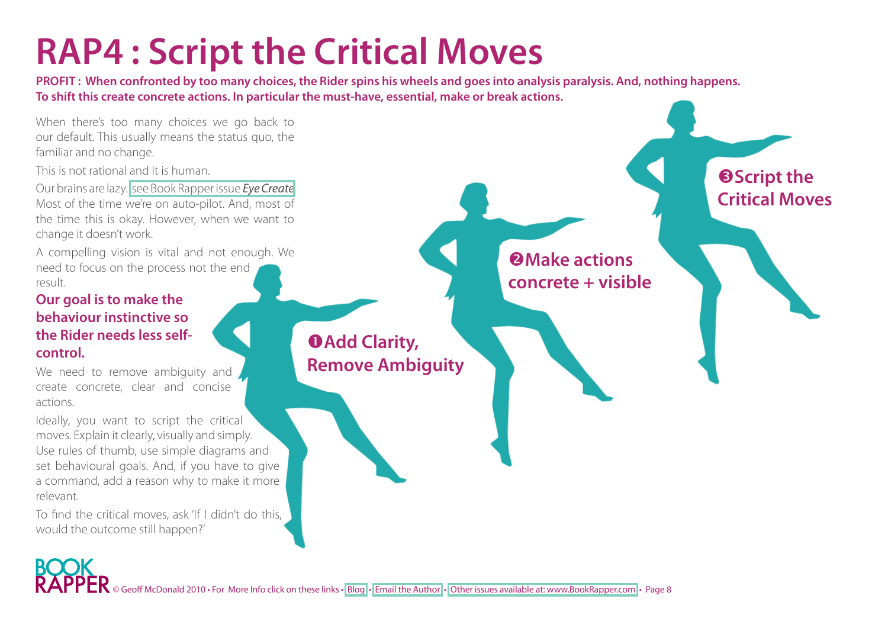# RAP4 : Script the Critical Moves

**PROFIT : When confronted by too many choices, the Rider spins his wheels and goes into analysis paralysis. And, nothing happens. To shift this create concrete actions. In particular the must-have, essential, make or break actions.**

When there's too many choices we go back to our default. This usually means the status quo, the familiar and no change.

This is not rational and it is human.

Our brains are lazy. see Book Rapper issue *Eye Create* Most of the time we're on auto-pilot. And, most of the time this is okay. However, when we want to change it doesn't work.

A compelling vision is vital and not enough. We need to focus on the process not the end result.

**Our goal is to make the behaviour instinctive so the Rider needs less self-control.**

We need to remove ambiguity and create concrete, clear and concise actions.

Ideally, you want to script the critical moves. Explain it clearly, visually and simply. Use rules of thumb, use simple diagrams and set behavioural goals. And, if you have to give a command, add a reason why to make it more relevant.

To find the critical moves, ask 'If I didn't do this, would the outcome still happen?'

**❶ Add Clarity, Remove Ambiguity**

**❷ Make actions concrete + visible**

**❸ Script the Critical Moves**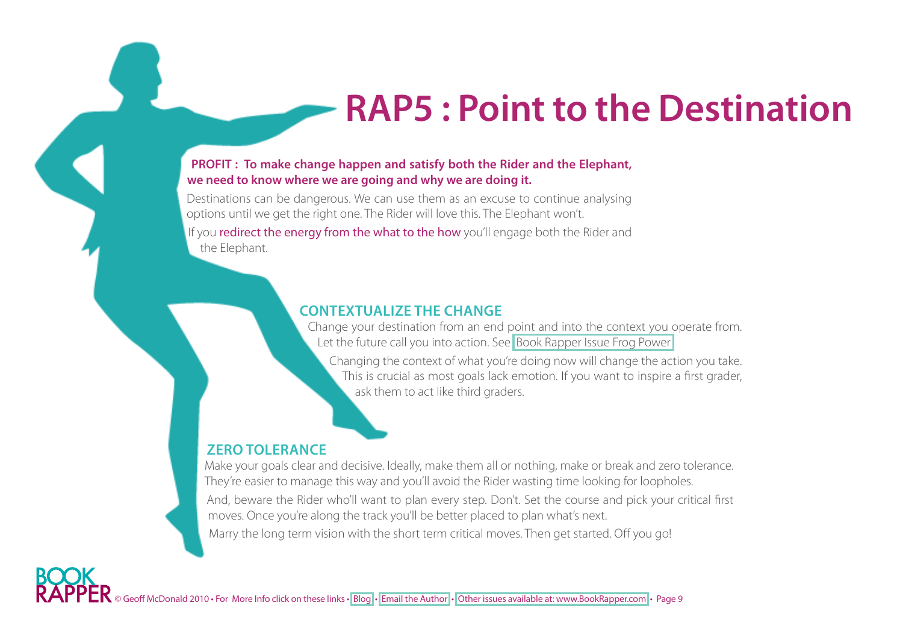# RAP5 : Point to the Destination

**PROFIT : To make change happen and satisfy both the Rider and the Elephant, we need to know where we are going and why we are doing it.**

Destinations can be dangerous. We can use them as an excuse to continue analysing options until we get the right one. The Rider will love this. The Elephant won't.

If you redirect the energy from the what to the how you'll engage both the Rider and the Elephant.

## CONTEXTUALIZE THE CHANGE

Change your destination from an end point and into the context you operate from. Let the future call you into action. See Book Rapper Issue Frog Power

Changing the context of what you're doing now will change the action you take. This is crucial as most goals lack emotion. If you want to inspire a first grader, ask them to act like third graders.

## ZERO TOLERANCE

Make your goals clear and decisive. Ideally, make them all or nothing, make or break and zero tolerance. They're easier to manage this way and you'll avoid the Rider wasting time looking for loopholes.

And, beware the Rider who'll want to plan every step. Don't. Set the course and pick your critical first moves. Once you're along the track you'll be better placed to plan what's next.

Marry the long term vision with the short term critical moves. Then get started. Off you go!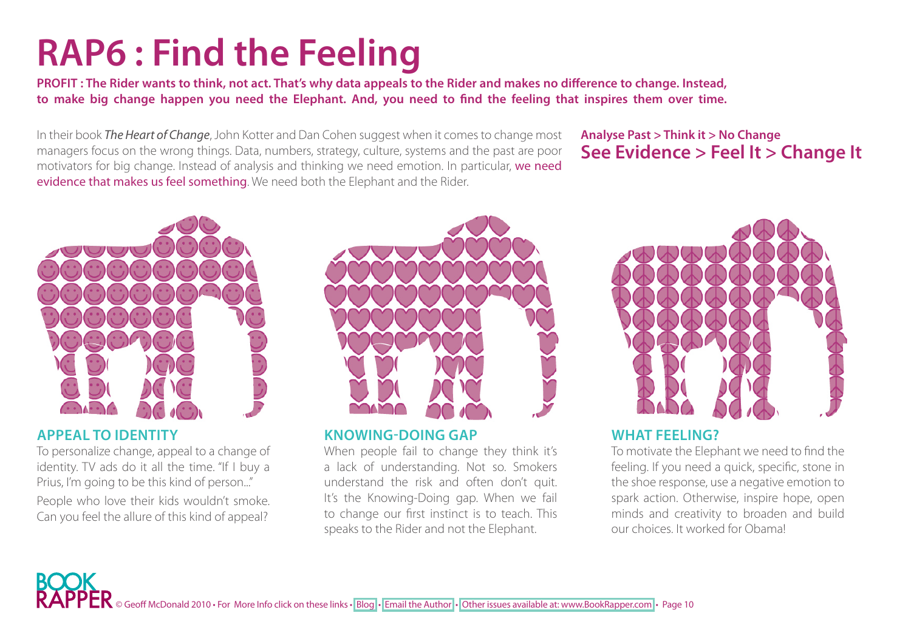# RAP6 : Find the Feeling

**PROFIT : The Rider wants to think, not act. That's why data appeals to the Rider and makes no difference to change. Instead, to make big change happen you need the Elephant. And, you need to find the feeling that inspires them over time.**

In their book *The Heart of Change*, John Kotter and Dan Cohen suggest when it comes to change most managers focus on the wrong things. Data, numbers, strategy, culture, systems and the past are poor motivators for big change. Instead of analysis and thinking we need emotion. In particular, we need evidence that makes us feel something. We need both the Elephant and the Rider.

**Analyse Past > Think it > No Change**

## See Evidence > Feel It > Change It

### APPEAL TO IDENTITY

To personalize change, appeal to a change of identity. TV ads do it all the time. "If I buy a Prius, I'm going to be this kind of person..."

People who love their kids wouldn't smoke. Can you feel the allure of this kind of appeal?

### KNOWING-DOING GAP

When people fail to change they think it's a lack of understanding. Not so. Smokers understand the risk and often don't quit. It's the Knowing-Doing gap. When we fail to change our first instinct is to teach. This speaks to the Rider and not the Elephant.

### WHAT FEELING?

To motivate the Elephant we need to find the feeling. If you need a quick, specific, stone in the shoe response, use a negative emotion to spark action. Otherwise, inspire hope, open minds and creativity to broaden and build our choices. It worked for Obama!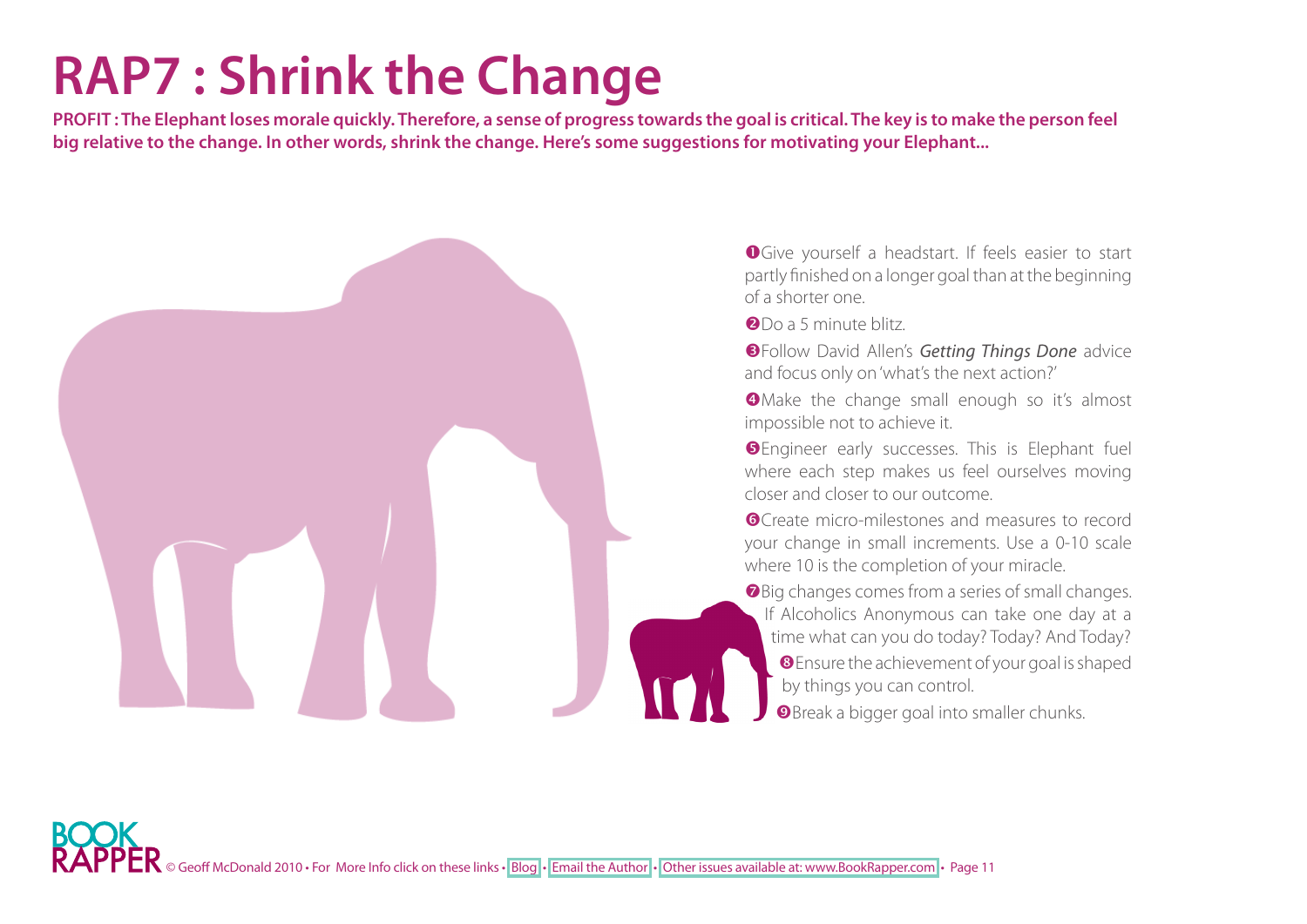# RAP7 : Shrink the Change

**PROFIT : The Elephant loses morale quickly. Therefore, a sense of progress towards the goal is critical. The key is to make the person feel big relative to the change. In other words, shrink the change. Here's some suggestions for motivating your Elephant...**

❶ Give yourself a headstart. If feels easier to start partly finished on a longer goal than at the beginning of a shorter one.

❷ Do a 5 minute blitz.

❸ Follow David Allen's *Getting Things Done* advice and focus only on 'what's the next action?'

❹ Make the change small enough so it's almost impossible not to achieve it.

❺ Engineer early successes. This is Elephant fuel where each step makes us feel ourselves moving closer and closer to our outcome.

❻ Create micro-milestones and measures to record your change in small increments. Use a 0-10 scale where 10 is the completion of your miracle.

❼ Big changes comes from a series of small changes. If Alcoholics Anonymous can take one day at a time what can you do today? Today? And Today?

❽ Ensure the achievement of your goal is shaped by things you can control.

❾ Break a bigger goal into smaller chunks.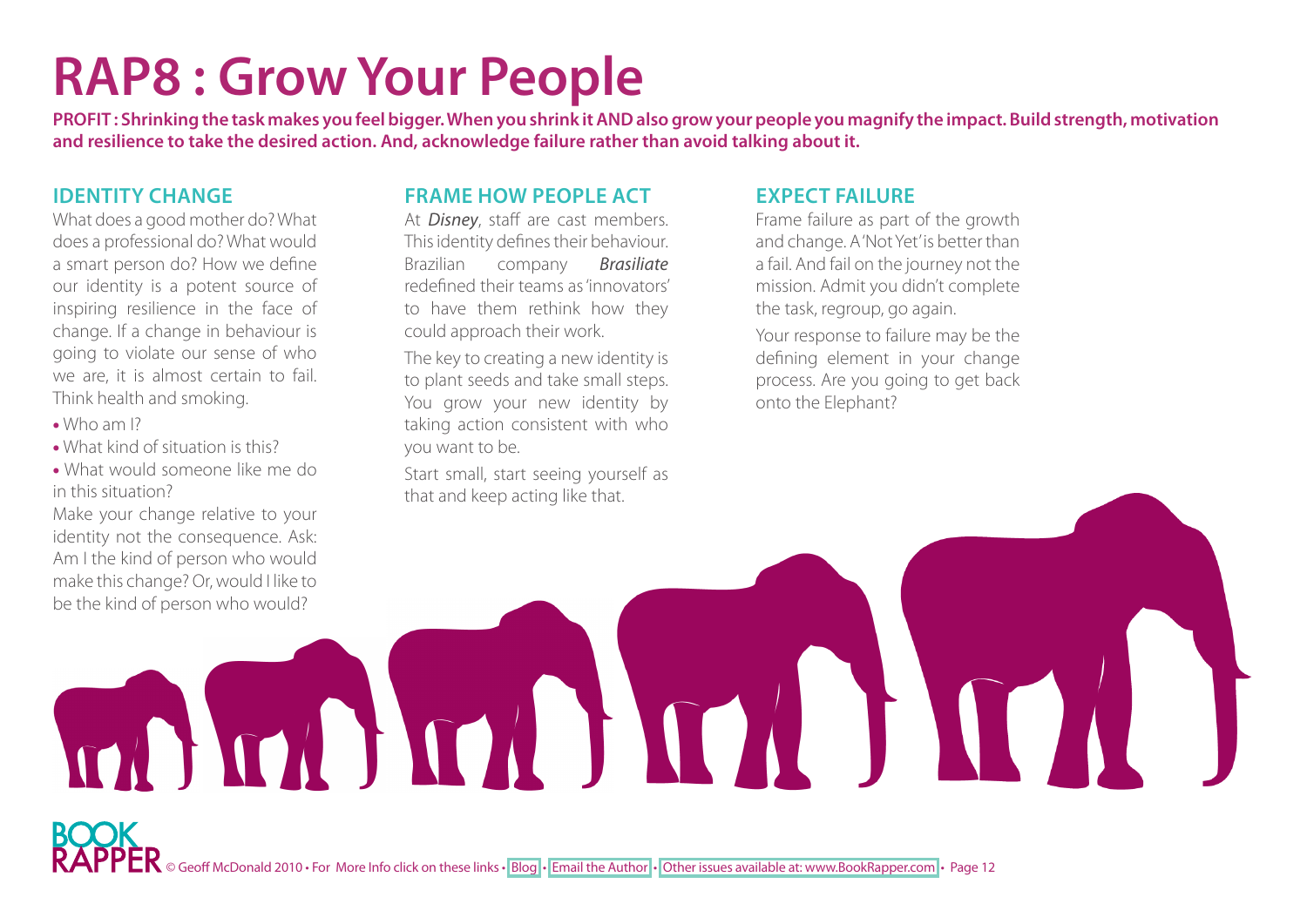# RAP8 : Grow Your People

**PROFIT : Shrinking the task makes you feel bigger. When you shrink it AND also grow your people you magnify the impact. Build strength, motivation and resilience to take the desired action. And, acknowledge failure rather than avoid talking about it.**

## IDENTITY CHANGE

What does a good mother do? What does a professional do? What would a smart person do? How we define our identity is a potent source of inspiring resilience in the face of change. If a change in behaviour is going to violate our sense of who we are, it is almost certain to fail. Think health and smoking.

- Who am I?
- What kind of situation is this?
- What would someone like me do in this situation?

Make your change relative to your identity not the consequence. Ask: Am I the kind of person who would make this change? Or, would I like to be the kind of person who would?

## FRAME HOW PEOPLE ACT

At *Disney*, staff are cast members. This identity defines their behaviour. Brazilian company *Brasiliate* redefined their teams as 'innovators' to have them rethink how they could approach their work.

The key to creating a new identity is to plant seeds and take small steps. You grow your new identity by taking action consistent with who you want to be.

Start small, start seeing yourself as that and keep acting like that.

## EXPECT FAILURE

Frame failure as part of the growth and change. A 'Not Yet' is better than a fail. And fail on the journey not the mission. Admit you didn't complete the task, regroup, go again.

Your response to failure may be the defining element in your change process. Are you going to get back onto the Elephant?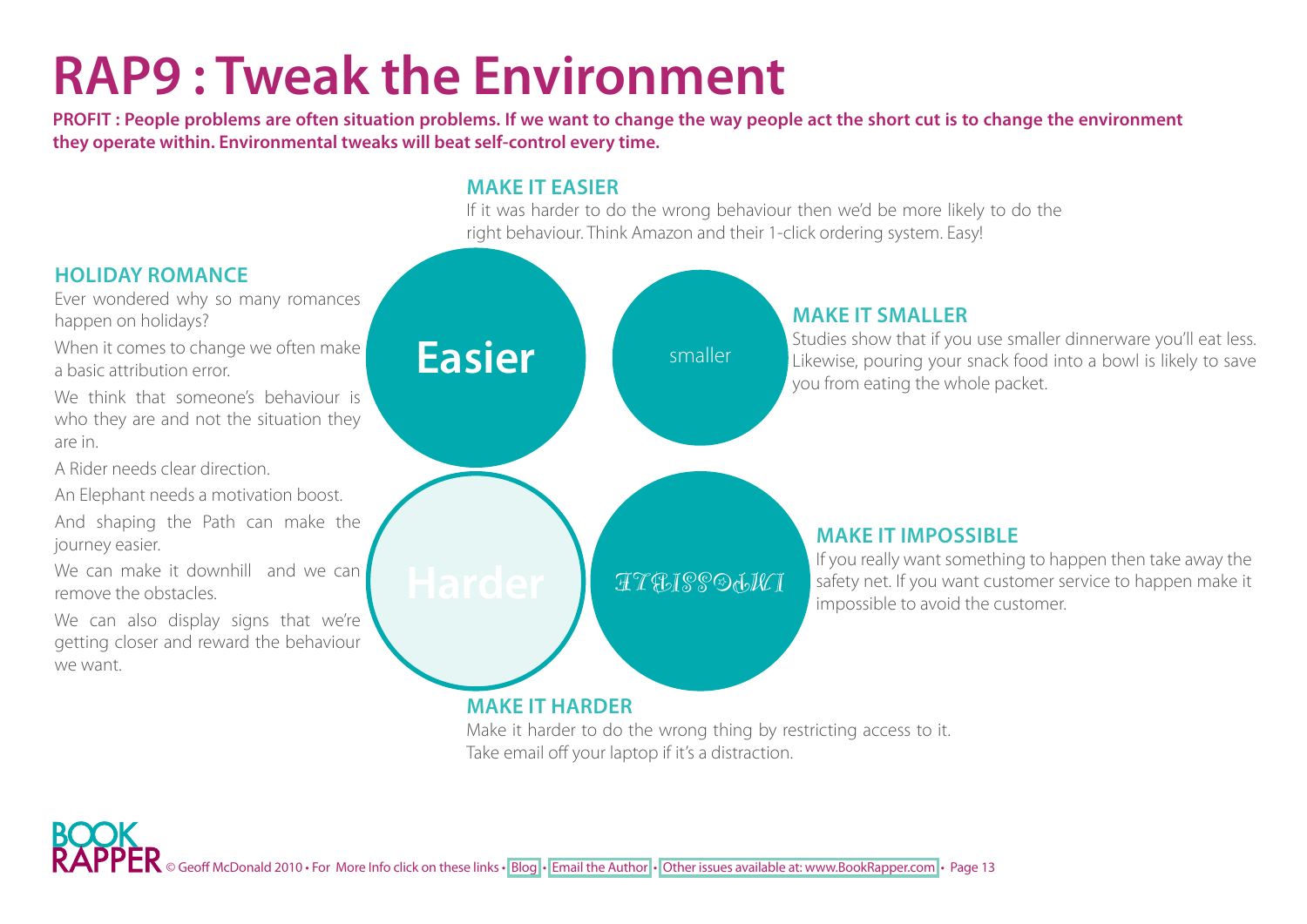# RAP9 : Tweak the Environment

**PROFIT : People problems are often situation problems. If we want to change the way people act the short cut is to change the environment they operate within. Environmental tweaks will beat self-control every time.**

### HOLIDAY ROMANCE

Ever wondered why so many romances happen on holidays?

When it comes to change we often make a basic attribution error.

We think that someone's behaviour is who they are and not the situation they are in.

A Rider needs clear direction.

An Elephant needs a motivation boost.

And shaping the Path can make the journey easier.

We can make it downhill and we can remove the obstacles.

We can also display signs that we're getting closer and reward the behaviour we want.

### MAKE IT EASIER

If it was harder to do the wrong behaviour then we'd be more likely to do the right behaviour. Think Amazon and their 1-click ordering system. Easy!

Easier

smaller

Harder

IMPOSSIBLE

### MAKE IT SMALLER

Studies show that if you use smaller dinnerware you'll eat less. Likewise, pouring your snack food into a bowl is likely to save you from eating the whole packet.

### MAKE IT IMPOSSIBLE

If you really want something to happen then take away the safety net. If you want customer service to happen make it impossible to avoid the customer.

### MAKE IT HARDER

Make it harder to do the wrong thing by restricting access to it. Take email off your laptop if it's a distraction.

© Geoff McDonald 2010 • For More Info click on these links • Blog • Email the Author • Other issues available at: www.BookRapper.com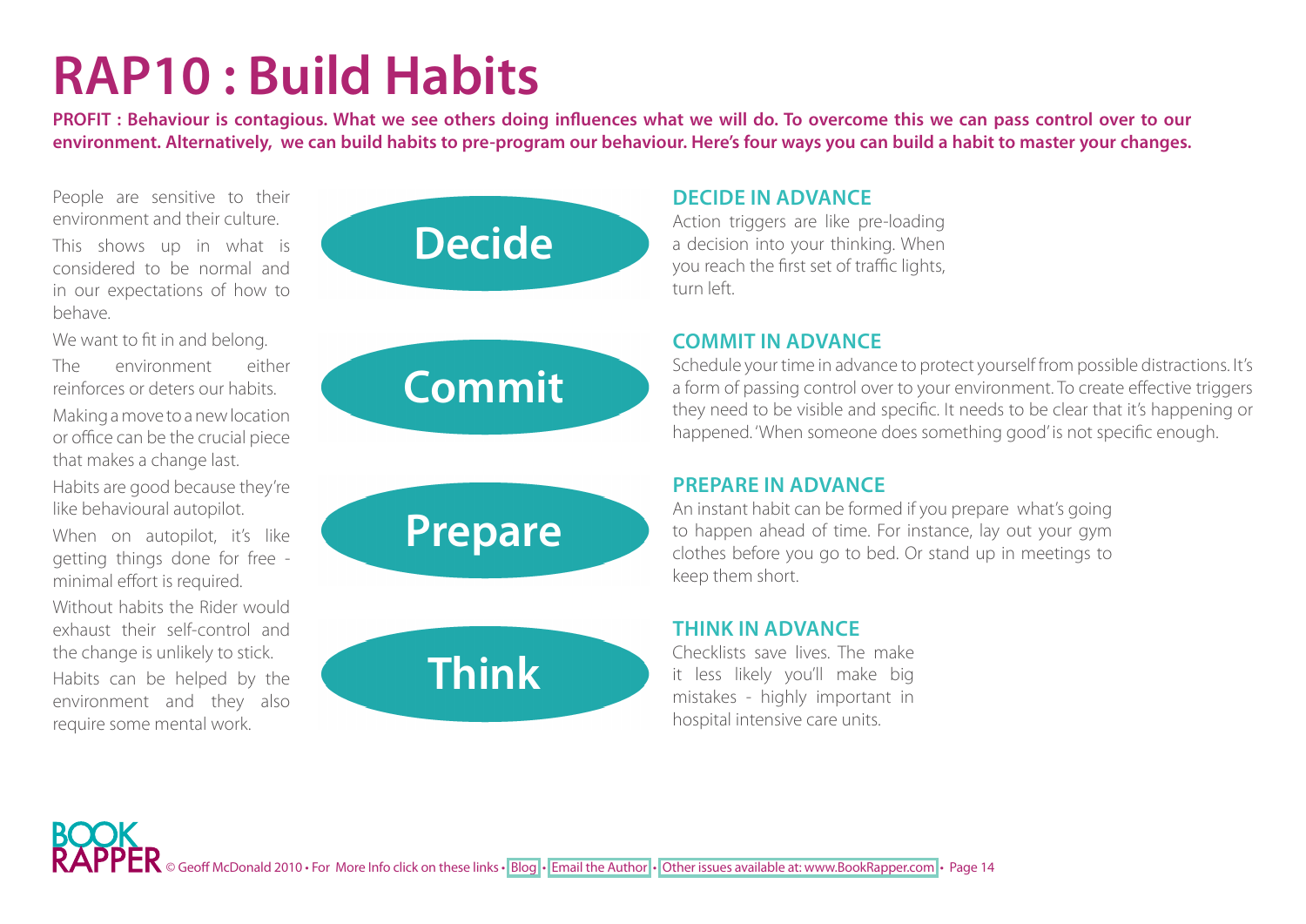# RAP10 : Build Habits

**PROFIT : Behaviour is contagious. What we see others doing influences what we will do. To overcome this we can pass control over to our environment. Alternatively, we can build habits to pre-program our behaviour. Here's four ways you can build a habit to master your changes.**

People are sensitive to their environment and their culture.

This shows up in what is considered to be normal and in our expectations of how to behave.

We want to fit in and belong.

The environment either reinforces or deters our habits.

Making a move to a new location or office can be the crucial piece that makes a change last.

Habits are good because they're like behavioural autopilot.

When on autopilot, it's like getting things done for free - minimal effort is required.

Without habits the Rider would exhaust their self-control and the change is unlikely to stick.

Habits can be helped by the environment and they also require some mental work.

## Decide

### DECIDE IN ADVANCE

Action triggers are like pre-loading a decision into your thinking. When you reach the first set of traffic lights, turn left.

## Commit

### COMMIT IN ADVANCE

Schedule your time in advance to protect yourself from possible distractions. It's a form of passing control over to your environment. To create effective triggers they need to be visible and specific. It needs to be clear that it's happening or happened. 'When someone does something good' is not specific enough.

## Prepare

### PREPARE IN ADVANCE

An instant habit can be formed if you prepare what's going to happen ahead of time. For instance, lay out your gym clothes before you go to bed. Or stand up in meetings to keep them short.

## Think

### THINK IN ADVANCE

Checklists save lives. The make it less likely you'll make big mistakes - highly important in hospital intensive care units.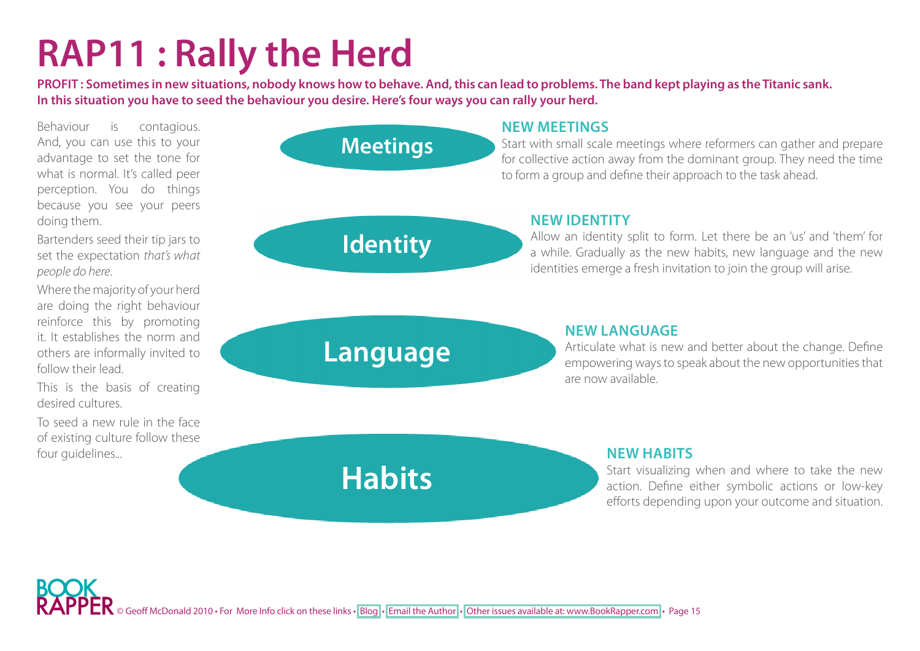# RAP11 : Rally the Herd

**PROFIT : Sometimes in new situations, nobody knows how to behave. And, this can lead to problems. The band kept playing as the Titanic sank. In this situation you have to seed the behaviour you desire. Here's four ways you can rally your herd.**

Behaviour is contagious. And, you can use this to your advantage to set the tone for what is normal. It's called peer perception. You do things because you see your peers doing them.

Bartenders seed their tip jars to set the expectation *that's what people do here*.

Where the majority of your herd are doing the right behaviour reinforce this by promoting it. It establishes the norm and others are informally invited to follow their lead.

This is the basis of creating desired cultures.

To seed a new rule in the face of existing culture follow these four guidelines...

**Meetings**

### NEW MEETINGS

Start with small scale meetings where reformers can gather and prepare for collective action away from the dominant group. They need the time to form a group and define their approach to the task ahead.

**Identity**

### NEW IDENTITY

Allow an identity split to form. Let there be an 'us' and 'them' for a while. Gradually as the new habits, new language and the new identities emerge a fresh invitation to join the group will arise.

**Language**

### NEW LANGUAGE

Articulate what is new and better about the change. Define empowering ways to speak about the new opportunities that are now available.

**Habits**

### NEW HABITS

Start visualizing when and where to take the new action. Define either symbolic actions or low-key efforts depending upon your outcome and situation.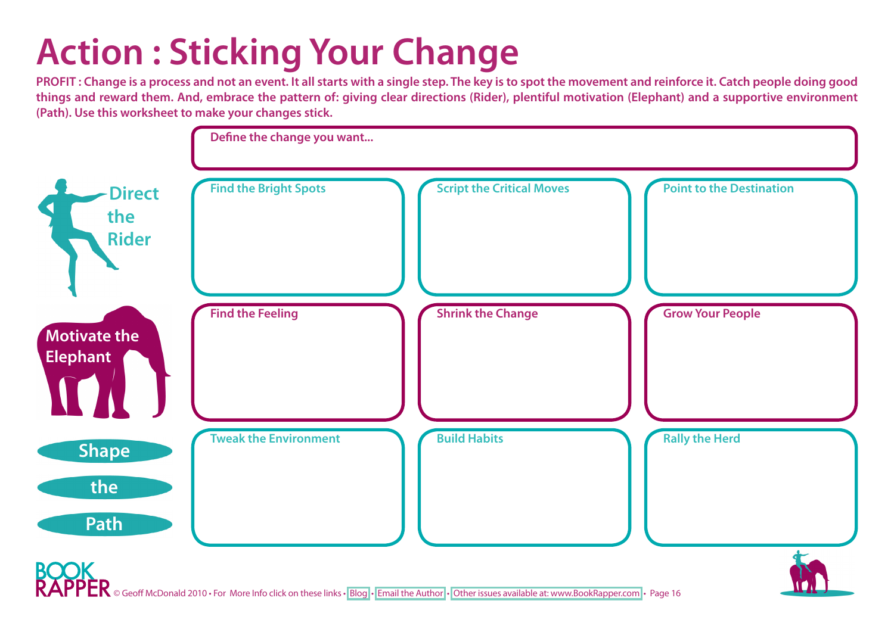# Action : Sticking Your Change

**PROFIT : Change is a process and not an event. It all starts with a single step. The key is to spot the movement and reinforce it. Catch people doing good things and reward them. And, embrace the pattern of: giving clear directions (Rider), plentiful motivation (Elephant) and a supportive environment (Path). Use this worksheet to make your changes stick.**

**Define the change you want...**

| | | | |
|---|---|---|---|
| **Direct the Rider** | Find the Bright Spots | Script the Critical Moves | Point to the Destination |
| **Motivate the Elephant** | Find the Feeling | Shrink the Change | Grow Your People |
| **Shape the Path** | Tweak the Environment | Build Habits | Rally the Herd |

© Geoff McDonald 2010 • For More Info click on these links • Blog • Email the Author • Other issues available at: www.BookRapper.com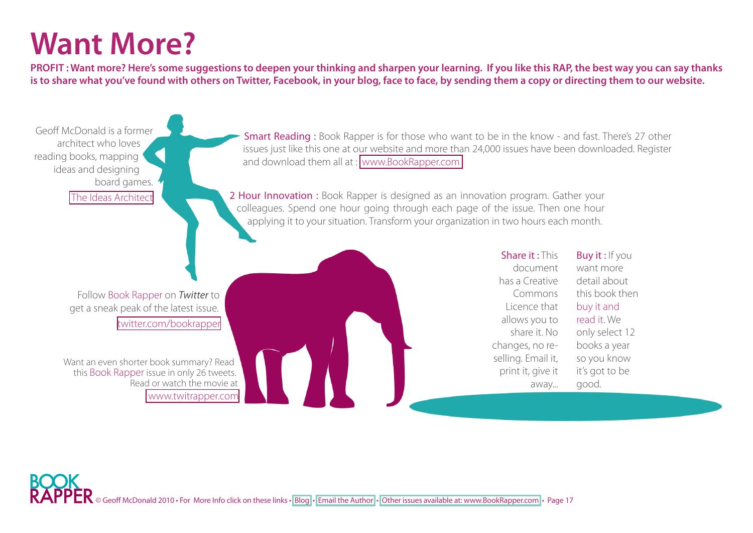# Want More?

**PROFIT : Want more? Here's some suggestions to deepen your thinking and sharpen your learning. If you like this RAP, the best way you can say thanks is to share what you've found with others on Twitter, Facebook, in your blog, face to face, by sending them a copy or directing them to our website.**

Geoff McDonald is a former architect who loves reading books, mapping ideas and designing board games.

The Ideas Architect

Smart Reading : Book Rapper is for those who want to be in the know - and fast. There's 27 other issues just like this one at our website and more than 24,000 issues have been downloaded. Register and download them all at : www.BookRapper.com

2 Hour Innovation : Book Rapper is designed as an innovation program. Gather your colleagues. Spend one hour going through each page of the issue. Then one hour applying it to your situation. Transform your organization in two hours each month.

Follow Book Rapper on *Twitter* to get a sneak peak of the latest issue.

twitter.com/bookrapper

Want an even shorter book summary? Read this Book Rapper issue in only 26 tweets. Read or watch the movie at

www.twitrapper.com

Share it : This document has a Creative Commons Licence that allows you to share it. No changes, no re-selling. Email it, print it, give it away...

Buy it : If you want more detail about this book then buy it and read it. We only select 12 books a year so you know it's got to be good.

BOOK RAPPER © Geoff McDonald 2010 • For More Info click on these links • Blog • Email the Author • Other issues available at: www.BookRapper.com